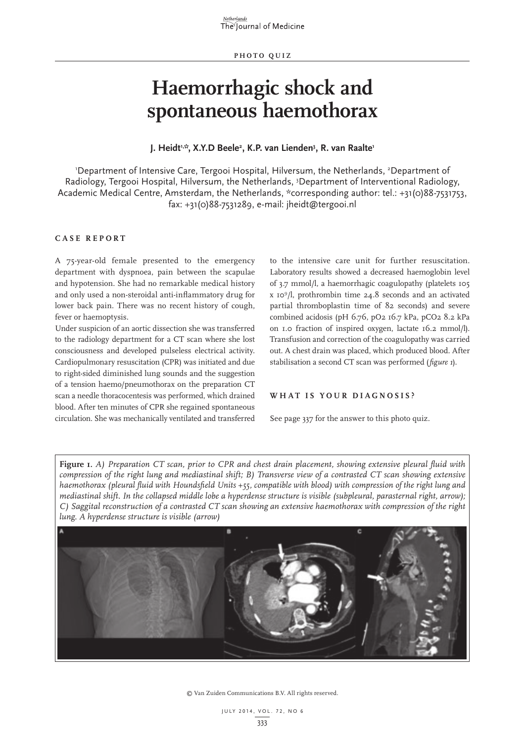PHOTO QUIZ

# Haemorrhagic shock and spontaneous haemothorax

**J. Heidt[1,*], X.Y.D Beele[2], K.P. van Lienden[3], R. van Raalte[1]**

[1]Department of Intensive Care, Tergooi Hospital, Hilversum, the Netherlands, [2]Department of Radiology, Tergooi Hospital, Hilversum, the Netherlands, [3]Department of Interventional Radiology, Academic Medical Centre, Amsterdam, the Netherlands, *corresponding author: tel.: +31(0)88-7531753, fax: +31(0)88-7531289, e-mail: jheidt@tergooi.nl

## CASE REPORT

A 75-year-old female presented to the emergency department with dyspnoea, pain between the scapulae and hypotension. She had no remarkable medical history and only used a non-steroidal anti-inflammatory drug for lower back pain. There was no recent history of cough, fever or haemoptysis.

Under suspicion of an aortic dissection she was transferred to the radiology department for a CT scan where she lost consciousness and developed pulseless electrical activity. Cardiopulmonary resuscitation (CPR) was initiated and due to right-sided diminished lung sounds and the suggestion of a tension haemo/pneumothorax on the preparation CT scan a needle thoracocentesis was performed, which drained blood. After ten minutes of CPR she regained spontaneous circulation. She was mechanically ventilated and transferred to the intensive care unit for further resuscitation. Laboratory results showed a decreased haemoglobin level of 3.7 mmol/l, a haemorrhagic coagulopathy (platelets 105 x $10^9$/l, prothrombin time 24.8 seconds and an activated partial thromboplastin time of 82 seconds) and severe combined acidosis (pH 6.76, $pO_2$ 16.7 kPa, $pCO_2$ 8.2 kPa on 1.0 fraction of inspired oxygen, lactate 16.2 mmol/l). Transfusion and correction of the coagulopathy was carried out. A chest drain was placed, which produced blood. After stabilisation a second CT scan was performed (*figure 1*).

## WHAT IS YOUR DIAGNOSIS?

See page 337 for the answer to this photo quiz.

**Figure 1.** *A) Preparation CT scan, prior to CPR and chest drain placement, showing extensive pleural fluid with compression of the right lung and mediastinal shift; B) Transverse view of a contrasted CT scan showing extensive haemothorax (pleural fluid with Houndsfield Units +55, compatible with blood) with compression of the right lung and mediastinal shift. In the collapsed middle lobe a hyperdense structure is visible (subpleural, parasternal right, arrow); C) Saggital reconstruction of a contrasted CT scan showing an extensive haemothorax with compression of the right lung. A hyperdense structure is visible (arrow)*

A B C

© Van Zuiden Communications B.V. All rights reserved.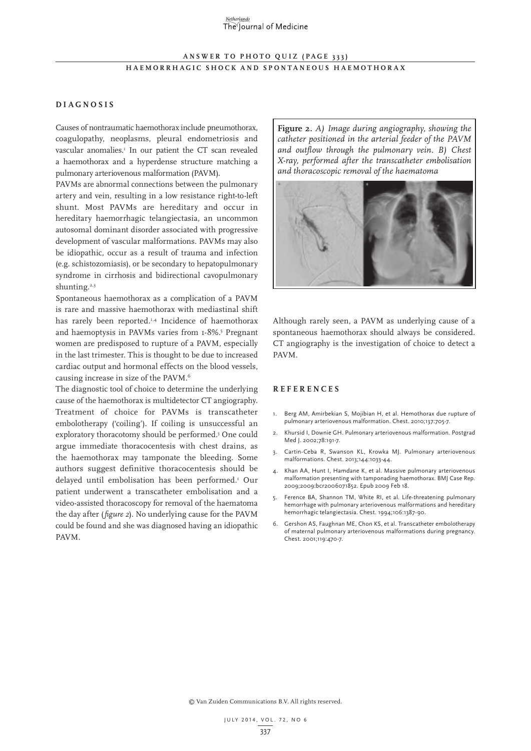## ANSWER TO PHOTO QUIZ (PAGE 333)

### HAEMORRHAGIC SHOCK AND SPONTANEOUS HAEMOTHORAX

### DIAGNOSIS

Causes of nontraumatic haemothorax include pneumothorax, coagulopathy, neoplasms, pleural endometriosis and vascular anomalies.[1] In our patient the CT scan revealed a haemothorax and a hyperdense structure matching a pulmonary arteriovenous malformation (PAVM).

PAVMs are abnormal connections between the pulmonary artery and vein, resulting in a low resistance right-to-left shunt. Most PAVMs are hereditary and occur in hereditary haemorrhagic telangiectasia, an uncommon autosomal dominant disorder associated with progressive development of vascular malformations. PAVMs may also be idiopathic, occur as a result of trauma and infection (e.g. schistozomiasis), or be secondary to hepatopulmonary syndrome in cirrhosis and bidirectional cavopulmonary shunting.[2,3]

Spontaneous haemothorax as a complication of a PAVM is rare and massive haemothorax with mediastinal shift has rarely been reported.[1,4] Incidence of haemothorax and haemoptysis in PAVMs varies from 1-8%.[5] Pregnant women are predisposed to rupture of a PAVM, especially in the last trimester. This is thought to be due to increased cardiac output and hormonal effects on the blood vessels, causing increase in size of the PAVM.[6]

The diagnostic tool of choice to determine the underlying cause of the haemothorax is multidetector CT angiography. Treatment of choice for PAVMs is transcatheter embolotherapy ('coiling'). If coiling is unsuccessful an exploratory thoracotomy should be performed.[3] One could argue immediate thoracocentesis with chest drains, as the haemothorax may tamponate the bleeding. Some authors suggest definitive thoracocentesis should be delayed until embolisation has been performed.[1] Our patient underwent a transcatheter embolisation and a video-assisted thoracoscopy for removal of the haematoma the day after (*figure 2*). No underlying cause for the PAVM could be found and she was diagnosed having an idiopathic PAVM.

**Figure 2.** *A) Image during angiography, showing the catheter positioned in the arterial feeder of the PAVM and outflow through the pulmonary vein. B) Chest X-ray, performed after the transcatheter embolisation and thoracoscopic removal of the haematoma*

Although rarely seen, a PAVM as underlying cause of a spontaneous haemothorax should always be considered. CT angiography is the investigation of choice to detect a PAVM.

### REFERENCES

1. Berg AM, Amirbekian S, Mojibian H, et al. Hemothorax due rupture of pulmonary arteriovenous malformation. Chest. 2010;137:705-7.
2. Khursid I, Downie GH. Pulmonary arteriovenous malformation. Postgrad Med J. 2002;78:191-7.
3. Cartin-Ceba R, Swanson KL, Krowka MJ. Pulmonary arteriovenous malformations. Chest. 2013;144:1033-44.
4. Khan AA, Hunt I, Hamdane K, et al. Massive pulmonary arteriovenous malformation presenting with tamponading haemothorax. BMJ Case Rep. 2009;2009:bcr2006071852. Epub 2009 Feb 18.
5. Ference BA, Shannon TM, White RI, et al. Life-threatening pulmonary hemorrhage with pulmonary arteriovenous malformations and hereditary hemorrhagic telangiectasia. Chest. 1994;106:1387-90.
6. Gershon AS, Faughnan ME, Chon KS, et al. Transcatheter embolotherapy of maternal pulmonary arteriovenous malformations during pregnancy. Chest. 2001;119:470-7.